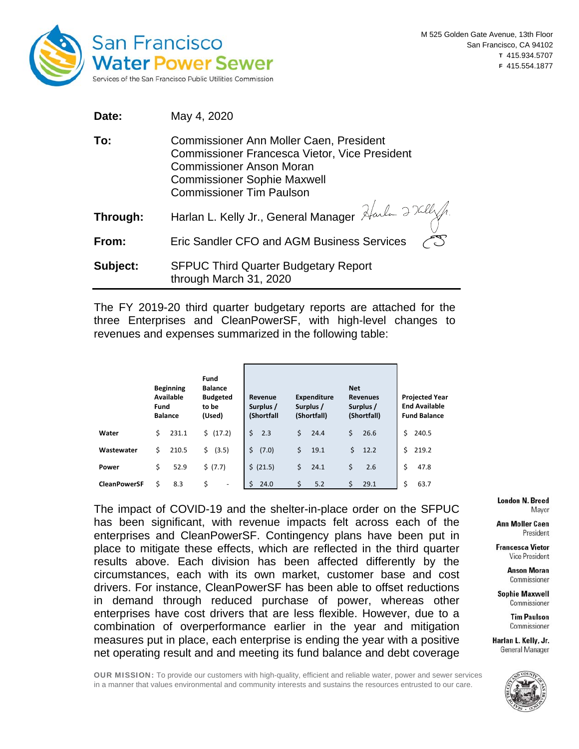M 525 Golden Gate Avenue, 13th Floor
San Francisco, CA 94102
T 415.934.5707
F 415.554.1877

| | |
|---|---|
| **Date:** | May 4, 2020 |
| **To:** | Commissioner Ann Moller Caen, President<br>Commissioner Francesca Vietor, Vice President<br>Commissioner Anson Moran<br>Commissioner Sophie Maxwell<br>Commissioner Tim Paulson |
| **Through:** | Harlan L. Kelly Jr., General Manager |
| **From:** | Eric Sandler CFO and AGM Business Services |
| **Subject:** | SFPUC Third Quarter Budgetary Report through March 31, 2020 |

The FY 2019-20 third quarter budgetary reports are attached for the three Enterprises and CleanPowerSF, with high-level changes to revenues and expenses summarized in the following table:

| | Beginning Available Fund Balance | Fund Balance Budgeted to be (Used) | Revenue Surplus / (Shortfall | Expenditure Surplus / (Shortfall) | Net Revenues Surplus / (Shortfall) | Projected Year End Available Fund Balance |
|---|---|---|---|---|---|---|
| **Water** | $ 231.1 | $ (17.2) | $ 2.3 | $ 24.4 | $ 26.6 | $ 240.5 |
| **Wastewater** | $ 210.5 | $ (3.5) | $ (7.0) | $ 19.1 | $ 12.2 | $ 219.2 |
| **Power** | $ 52.9 | $ (7.7) | $ (21.5) | $ 24.1 | $ 2.6 | $ 47.8 |
| **CleanPowerSF** | $ 8.3 | $ - | $ 24.0 | $ 5.2 | $ 29.1 | $ 63.7 |

The impact of COVID-19 and the shelter-in-place order on the SFPUC has been significant, with revenue impacts felt across each of the enterprises and CleanPowerSF. Contingency plans have been put in place to mitigate these effects, which are reflected in the third quarter results above. Each division has been affected differently by the circumstances, each with its own market, customer base and cost drivers. For instance, CleanPowerSF has been able to offset reductions in demand through reduced purchase of power, whereas other enterprises have cost drivers that are less flexible. However, due to a combination of overperformance earlier in the year and mitigation measures put in place, each enterprise is ending the year with a positive net operating result and and meeting its fund balance and debt coverage

London N. Breed
Mayor

Ann Moller Caen
President

Francesca Vietor
Vice President

Anson Moran
Commissioner

Sophie Maxwell
Commissioner

Tim Paulson
Commissioner

Harlan L. Kelly, Jr.
General Manager

**OUR MISSION:** To provide our customers with high-quality, efficient and reliable water, power and sewer services in a manner that values environmental and community interests and sustains the resources entrusted to our care.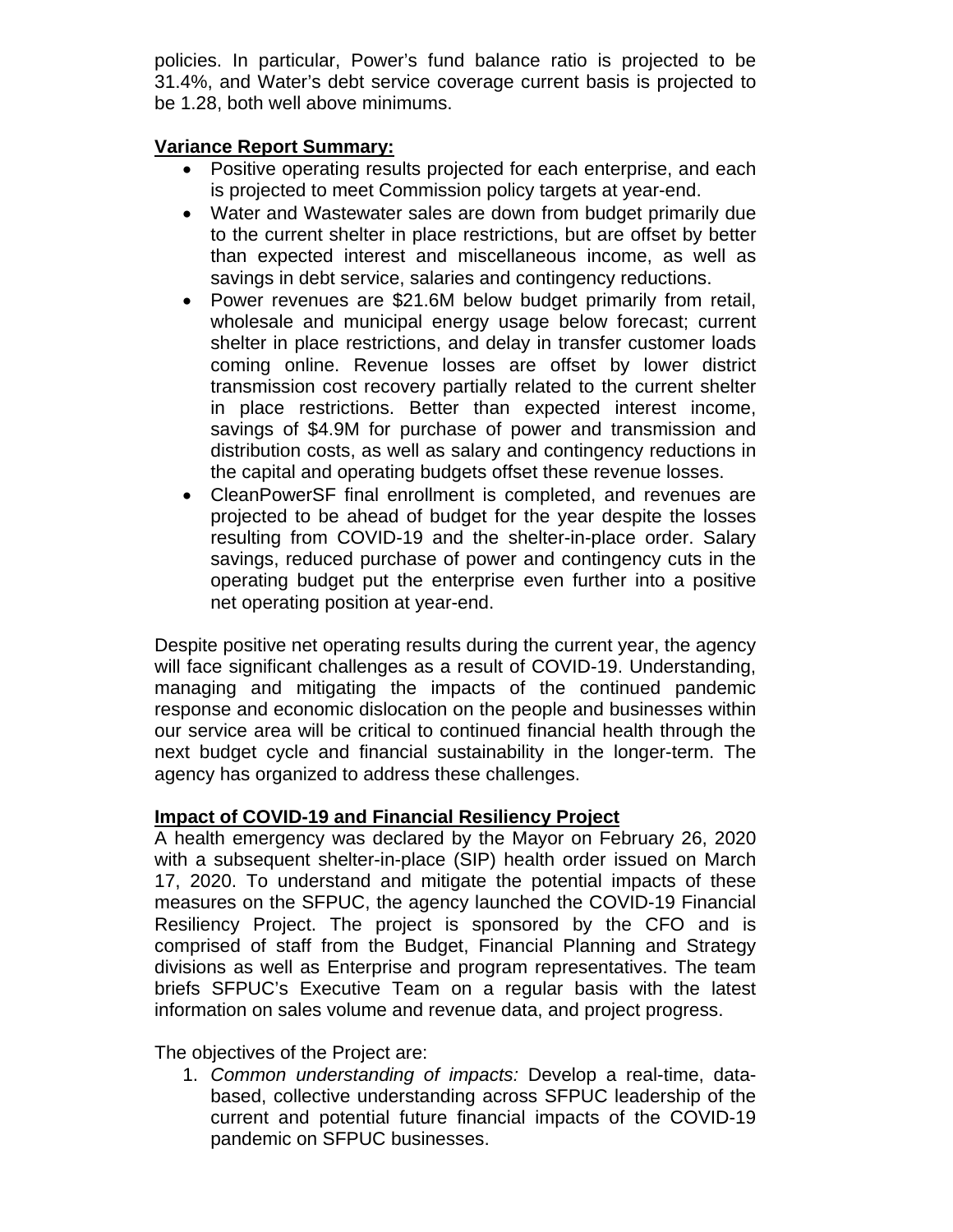policies. In particular, Power's fund balance ratio is projected to be 31.4%, and Water's debt service coverage current basis is projected to be 1.28, both well above minimums.

**Variance Report Summary:**

- Positive operating results projected for each enterprise, and each is projected to meet Commission policy targets at year-end.
- Water and Wastewater sales are down from budget primarily due to the current shelter in place restrictions, but are offset by better than expected interest and miscellaneous income, as well as savings in debt service, salaries and contingency reductions.
- Power revenues are $21.6M below budget primarily from retail, wholesale and municipal energy usage below forecast; current shelter in place restrictions, and delay in transfer customer loads coming online. Revenue losses are offset by lower district transmission cost recovery partially related to the current shelter in place restrictions. Better than expected interest income, savings of $4.9M for purchase of power and transmission and distribution costs, as well as salary and contingency reductions in the capital and operating budgets offset these revenue losses.
- CleanPowerSF final enrollment is completed, and revenues are projected to be ahead of budget for the year despite the losses resulting from COVID-19 and the shelter-in-place order. Salary savings, reduced purchase of power and contingency cuts in the operating budget put the enterprise even further into a positive net operating position at year-end.

Despite positive net operating results during the current year, the agency will face significant challenges as a result of COVID-19. Understanding, managing and mitigating the impacts of the continued pandemic response and economic dislocation on the people and businesses within our service area will be critical to continued financial health through the next budget cycle and financial sustainability in the longer-term. The agency has organized to address these challenges.

**Impact of COVID-19 and Financial Resiliency Project**

A health emergency was declared by the Mayor on February 26, 2020 with a subsequent shelter-in-place (SIP) health order issued on March 17, 2020. To understand and mitigate the potential impacts of these measures on the SFPUC, the agency launched the COVID-19 Financial Resiliency Project. The project is sponsored by the CFO and is comprised of staff from the Budget, Financial Planning and Strategy divisions as well as Enterprise and program representatives. The team briefs SFPUC's Executive Team on a regular basis with the latest information on sales volume and revenue data, and project progress.

The objectives of the Project are:

1. *Common understanding of impacts:* Develop a real-time, data-based, collective understanding across SFPUC leadership of the current and potential future financial impacts of the COVID-19 pandemic on SFPUC businesses.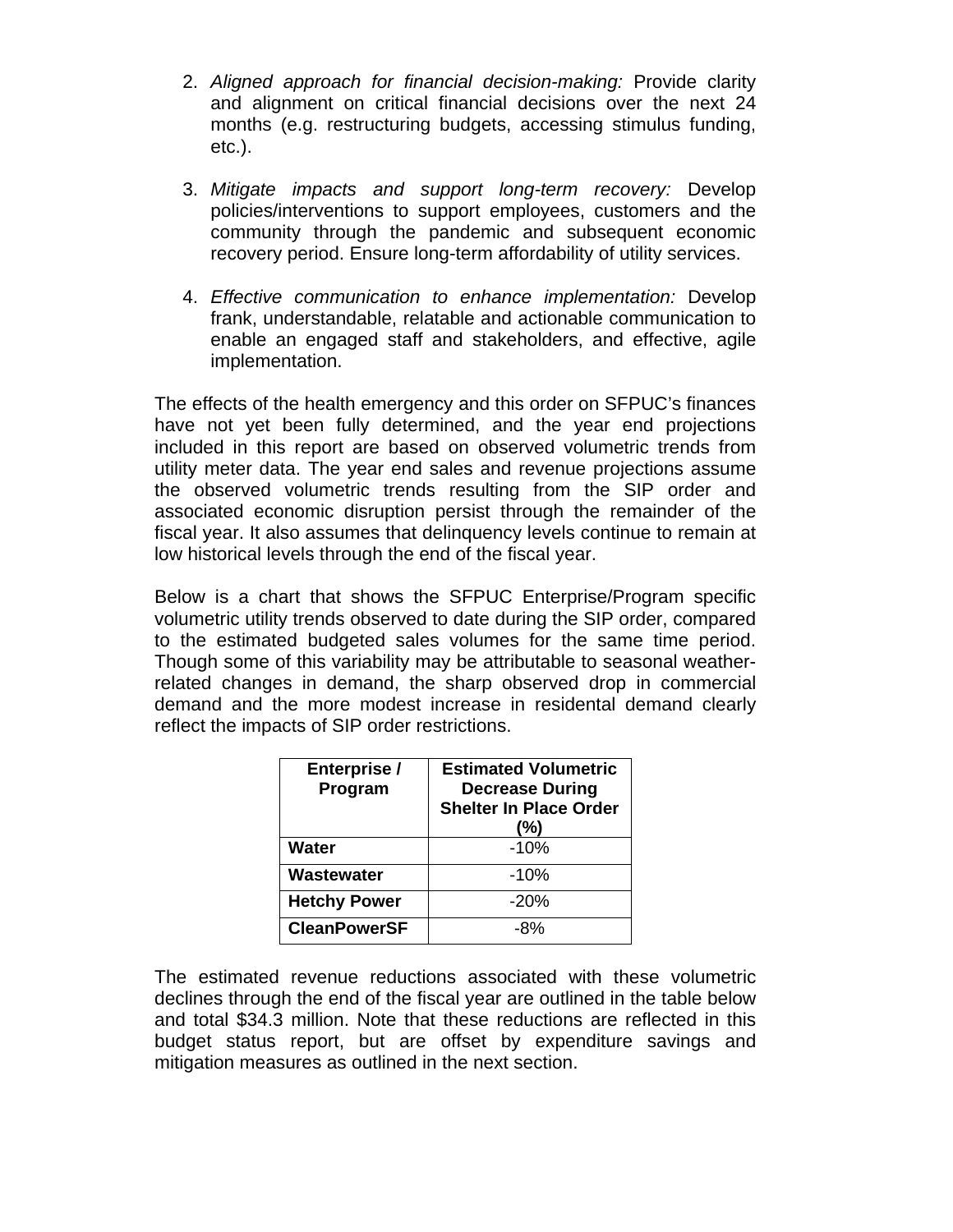2. *Aligned approach for financial decision-making:* Provide clarity and alignment on critical financial decisions over the next 24 months (e.g. restructuring budgets, accessing stimulus funding, etc.).

3. *Mitigate impacts and support long-term recovery:* Develop policies/interventions to support employees, customers and the community through the pandemic and subsequent economic recovery period. Ensure long-term affordability of utility services.

4. *Effective communication to enhance implementation:* Develop frank, understandable, relatable and actionable communication to enable an engaged staff and stakeholders, and effective, agile implementation.

The effects of the health emergency and this order on SFPUC's finances have not yet been fully determined, and the year end projections included in this report are based on observed volumetric trends from utility meter data. The year end sales and revenue projections assume the observed volumetric trends resulting from the SIP order and associated economic disruption persist through the remainder of the fiscal year. It also assumes that delinquency levels continue to remain at low historical levels through the end of the fiscal year.

Below is a chart that shows the SFPUC Enterprise/Program specific volumetric utility trends observed to date during the SIP order, compared to the estimated budgeted sales volumes for the same time period. Though some of this variability may be attributable to seasonal weather-related changes in demand, the sharp observed drop in commercial demand and the more modest increase in residental demand clearly reflect the impacts of SIP order restrictions.

| Enterprise / Program | Estimated Volumetric Decrease During Shelter In Place Order (%) |
|---|---|
| **Water** | -10% |
| **Wastewater** | -10% |
| **Hetchy Power** | -20% |
| **CleanPowerSF** | -8% |

The estimated revenue reductions associated with these volumetric declines through the end of the fiscal year are outlined in the table below and total $34.3 million. Note that these reductions are reflected in this budget status report, but are offset by expenditure savings and mitigation measures as outlined in the next section.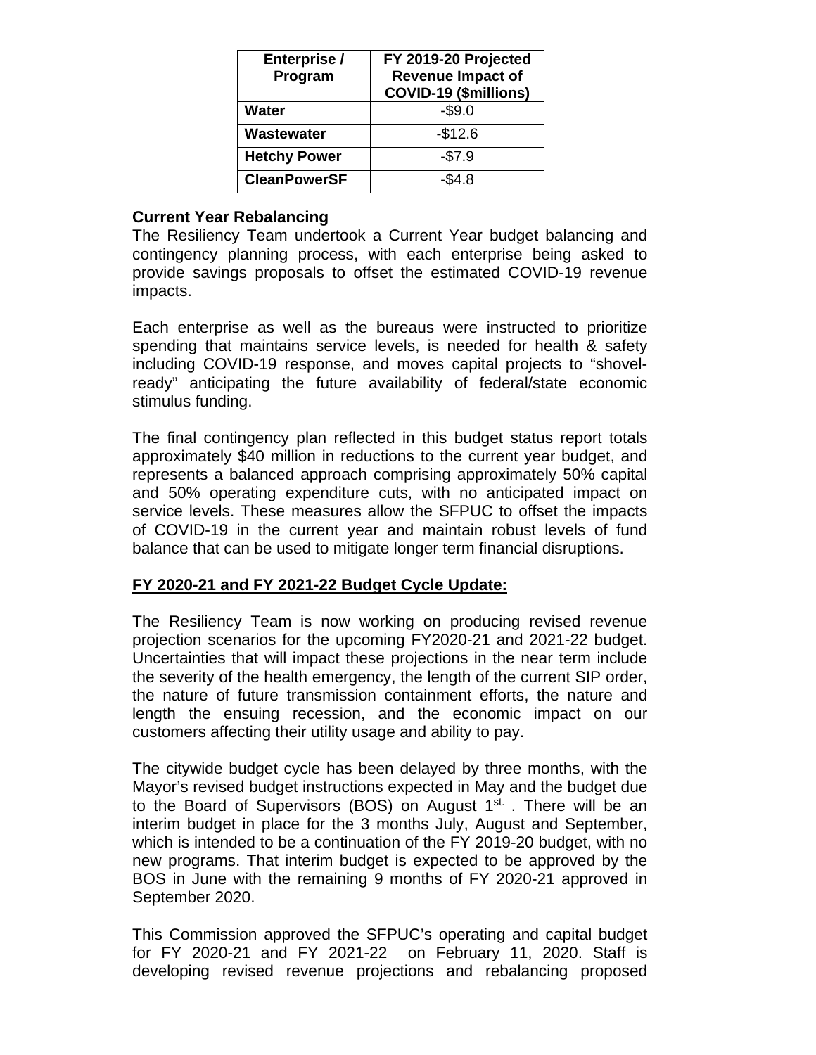| Enterprise / Program | FY 2019-20 Projected Revenue Impact of COVID-19 ($millions) |
|---|---|
| **Water** | -$9.0 |
| **Wastewater** | -$12.6 |
| **Hetchy Power** | -$7.9 |
| **CleanPowerSF** | -$4.8 |

**Current Year Rebalancing**

The Resiliency Team undertook a Current Year budget balancing and contingency planning process, with each enterprise being asked to provide savings proposals to offset the estimated COVID-19 revenue impacts.

Each enterprise as well as the bureaus were instructed to prioritize spending that maintains service levels, is needed for health & safety including COVID-19 response, and moves capital projects to "shovel-ready" anticipating the future availability of federal/state economic stimulus funding.

The final contingency plan reflected in this budget status report totals approximately $40 million in reductions to the current year budget, and represents a balanced approach comprising approximately 50% capital and 50% operating expenditure cuts, with no anticipated impact on service levels. These measures allow the SFPUC to offset the impacts of COVID-19 in the current year and maintain robust levels of fund balance that can be used to mitigate longer term financial disruptions.

**FY 2020-21 and FY 2021-22 Budget Cycle Update:**

The Resiliency Team is now working on producing revised revenue projection scenarios for the upcoming FY2020-21 and 2021-22 budget. Uncertainties that will impact these projections in the near term include the severity of the health emergency, the length of the current SIP order, the nature of future transmission containment efforts, the nature and length the ensuing recession, and the economic impact on our customers affecting their utility usage and ability to pay.

The citywide budget cycle has been delayed by three months, with the Mayor's revised budget instructions expected in May and the budget due to the Board of Supervisors (BOS) on August 1st. . There will be an interim budget in place for the 3 months July, August and September, which is intended to be a continuation of the FY 2019-20 budget, with no new programs. That interim budget is expected to be approved by the BOS in June with the remaining 9 months of FY 2020-21 approved in September 2020.

This Commission approved the SFPUC's operating and capital budget for FY 2020-21 and FY 2021-22 on February 11, 2020. Staff is developing revised revenue projections and rebalancing proposed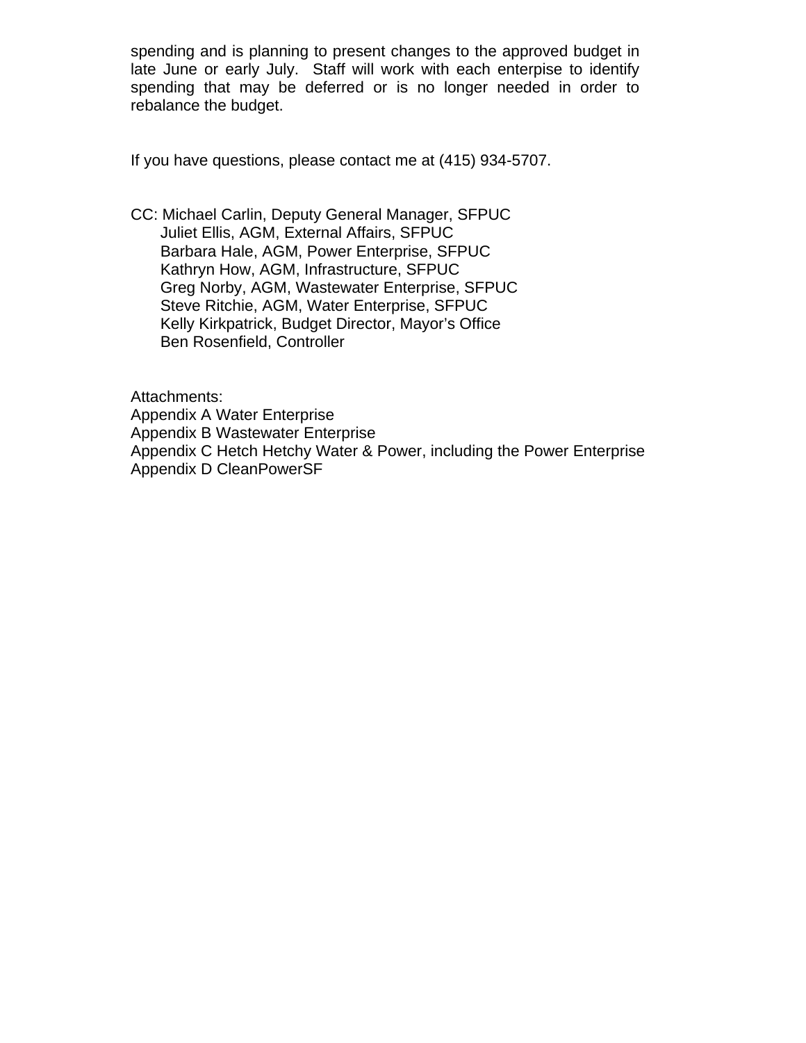spending and is planning to present changes to the approved budget in late June or early July. Staff will work with each enterprise to identify spending that may be deferred or is no longer needed in order to rebalance the budget.

If you have questions, please contact me at (415) 934-5707.

CC: Michael Carlin, Deputy General Manager, SFPUC
Juliet Ellis, AGM, External Affairs, SFPUC
Barbara Hale, AGM, Power Enterprise, SFPUC
Kathryn How, AGM, Infrastructure, SFPUC
Greg Norby, AGM, Wastewater Enterprise, SFPUC
Steve Ritchie, AGM, Water Enterprise, SFPUC
Kelly Kirkpatrick, Budget Director, Mayor's Office
Ben Rosenfield, Controller

Attachments:
Appendix A Water Enterprise
Appendix B Wastewater Enterprise
Appendix C Hetch Hetchy Water & Power, including the Power Enterprise
Appendix D CleanPowerSF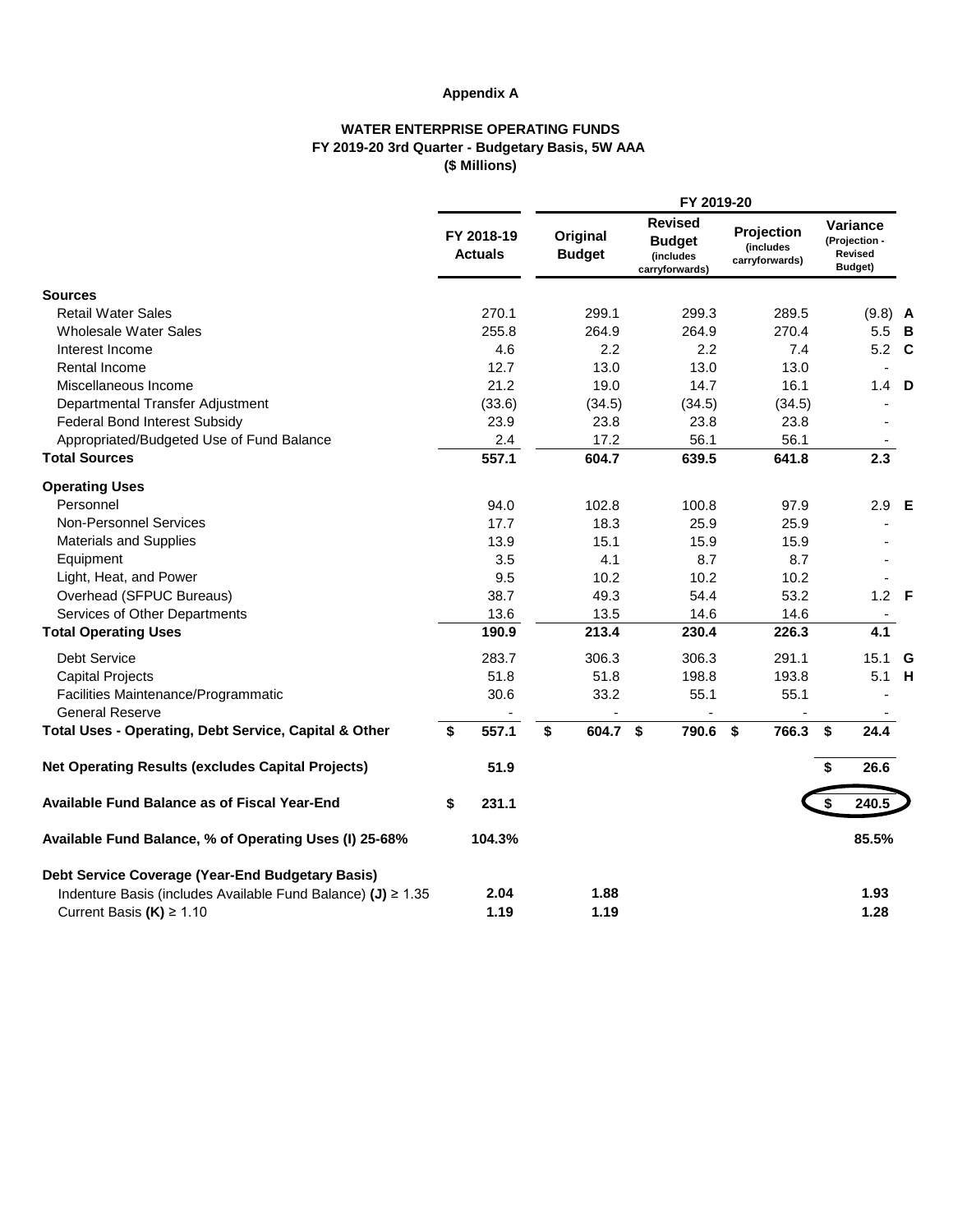**Appendix A**

**WATER ENTERPRISE OPERATING FUNDS**
**FY 2019-20 3rd Quarter - Budgetary Basis, 5W AAA**
**($ Millions)**

| | FY 2018-19 Actuals | FY 2019-20 Original Budget | FY 2019-20 Revised Budget (includes carryforwards) | FY 2019-20 Projection (includes carryforwards) | FY 2019-20 Variance (Projection - Revised Budget) | |
|---|---|---|---|---|---|---|
| **Sources** | | | | | | |
| Retail Water Sales | 270.1 | 299.1 | 299.3 | 289.5 | (9.8) | **A** |
| Wholesale Water Sales | 255.8 | 264.9 | 264.9 | 270.4 | 5.5 | **B** |
| Interest Income | 4.6 | 2.2 | 2.2 | 7.4 | 5.2 | **C** |
| Rental Income | 12.7 | 13.0 | 13.0 | 13.0 | - | |
| Miscellaneous Income | 21.2 | 19.0 | 14.7 | 16.1 | 1.4 | **D** |
| Departmental Transfer Adjustment | (33.6) | (34.5) | (34.5) | (34.5) | - | |
| Federal Bond Interest Subsidy | 23.9 | 23.8 | 23.8 | 23.8 | - | |
| Appropriated/Budgeted Use of Fund Balance | 2.4 | 17.2 | 56.1 | 56.1 | - | |
| **Total Sources** | **557.1** | **604.7** | **639.5** | **641.8** | **2.3** | |
| **Operating Uses** | | | | | | |
| Personnel | 94.0 | 102.8 | 100.8 | 97.9 | 2.9 | **E** |
| Non-Personnel Services | 17.7 | 18.3 | 25.9 | 25.9 | - | |
| Materials and Supplies | 13.9 | 15.1 | 15.9 | 15.9 | - | |
| Equipment | 3.5 | 4.1 | 8.7 | 8.7 | - | |
| Light, Heat, and Power | 9.5 | 10.2 | 10.2 | 10.2 | - | |
| Overhead (SFPUC Bureaus) | 38.7 | 49.3 | 54.4 | 53.2 | 1.2 | **F** |
| Services of Other Departments | 13.6 | 13.5 | 14.6 | 14.6 | - | |
| **Total Operating Uses** | **190.9** | **213.4** | **230.4** | **226.3** | **4.1** | |
| Debt Service | 283.7 | 306.3 | 306.3 | 291.1 | 15.1 | **G** |
| Capital Projects | 51.8 | 51.8 | 198.8 | 193.8 | 5.1 | **H** |
| Facilities Maintenance/Programmatic | 30.6 | 33.2 | 55.1 | 55.1 | - | |
| General Reserve | - | - | - | - | - | |
| **Total Uses - Operating, Debt Service, Capital & Other** | **$ 557.1** | **$ 604.7** | **$ 790.6** | **$ 766.3** | **$ 24.4** | |
| **Net Operating Results (excludes Capital Projects)** | **51.9** | | | | **$ 26.6** | |
| **Available Fund Balance as of Fiscal Year-End** | **$ 231.1** | | | | **$ 240.5** | |
| **Available Fund Balance, % of Operating Uses (I) 25-68%** | **104.3%** | | | | **85.5%** | |
| **Debt Service Coverage (Year-End Budgetary Basis)** | | | | | | |
| Indenture Basis (includes Available Fund Balance) **(J)** ≥ 1.35 | **2.04** | **1.88** | | | **1.93** | |
| Current Basis **(K)** ≥ 1.10 | **1.19** | **1.19** | | | **1.28** | |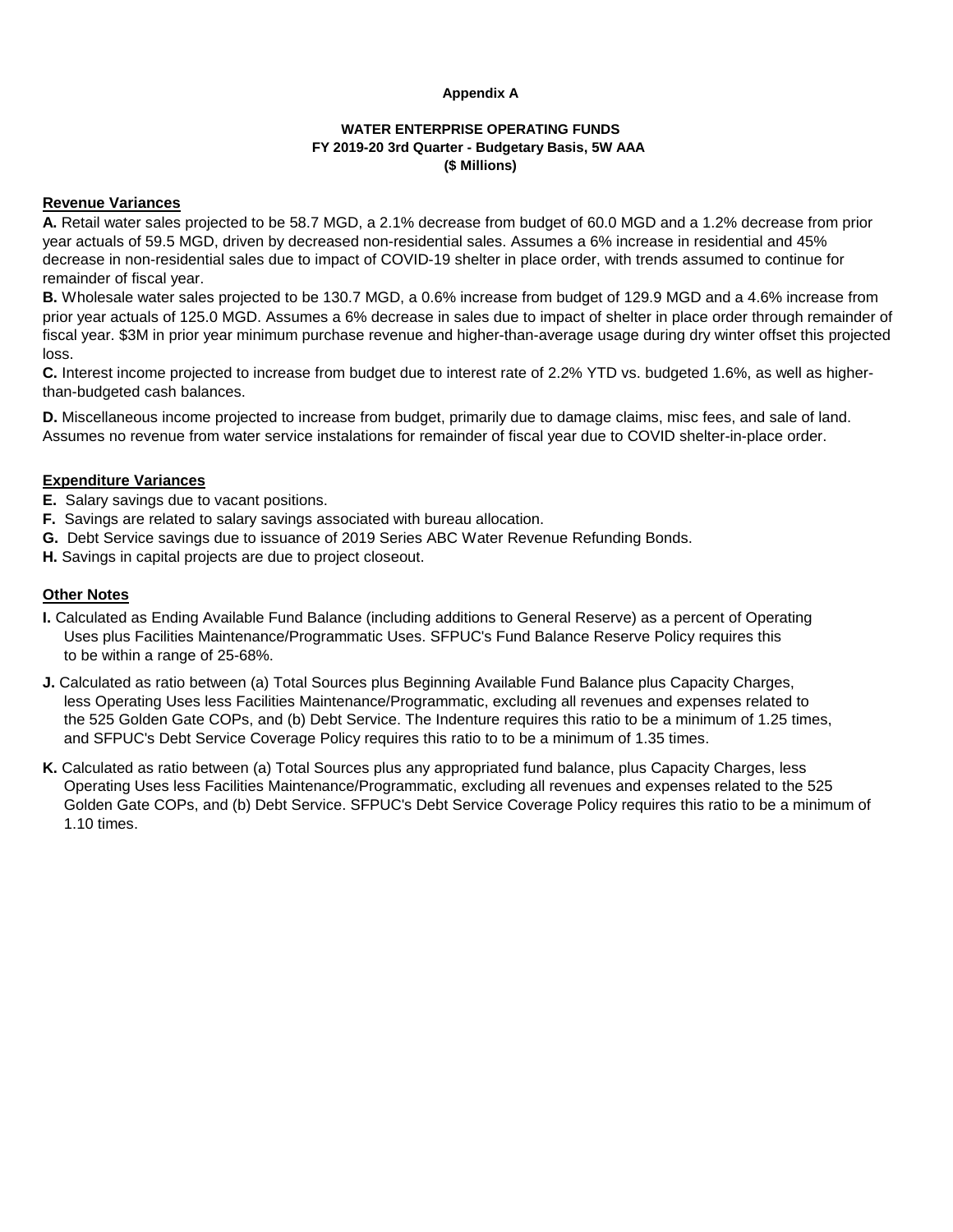**Appendix A**

**WATER ENTERPRISE OPERATING FUNDS**
**FY 2019-20 3rd Quarter - Budgetary Basis, 5W AAA**
**($ Millions)**

## Revenue Variances

**A.** Retail water sales projected to be 58.7 MGD, a 2.1% decrease from budget of 60.0 MGD and a 1.2% decrease from prior year actuals of 59.5 MGD, driven by decreased non-residential sales. Assumes a 6% increase in residential and 45% decrease in non-residential sales due to impact of COVID-19 shelter in place order, with trends assumed to continue for remainder of fiscal year.

**B.** Wholesale water sales projected to be 130.7 MGD, a 0.6% increase from budget of 129.9 MGD and a 4.6% increase from prior year actuals of 125.0 MGD. Assumes a 6% decrease in sales due to impact of shelter in place order through remainder of fiscal year. $3M in prior year minimum purchase revenue and higher-than-average usage during dry winter offset this projected loss.

**C.** Interest income projected to increase from budget due to interest rate of 2.2% YTD vs. budgeted 1.6%, as well as higher-than-budgeted cash balances.

**D.** Miscellaneous income projected to increase from budget, primarily due to damage claims, misc fees, and sale of land. Assumes no revenue from water service instalations for remainder of fiscal year due to COVID shelter-in-place order.

## Expenditure Variances

**E.** Salary savings due to vacant positions.

**F.** Savings are related to salary savings associated with bureau allocation.

**G.** Debt Service savings due to issuance of 2019 Series ABC Water Revenue Refunding Bonds.

**H.** Savings in capital projects are due to project closeout.

## Other Notes

**I.** Calculated as Ending Available Fund Balance (including additions to General Reserve) as a percent of Operating Uses plus Facilities Maintenance/Programmatic Uses. SFPUC's Fund Balance Reserve Policy requires this to be within a range of 25-68%.

**J.** Calculated as ratio between (a) Total Sources plus Beginning Available Fund Balance plus Capacity Charges, less Operating Uses less Facilities Maintenance/Programmatic, excluding all revenues and expenses related to the 525 Golden Gate COPs, and (b) Debt Service. The Indenture requires this ratio to be a minimum of 1.25 times, and SFPUC's Debt Service Coverage Policy requires this ratio to to be a minimum of 1.35 times.

**K.** Calculated as ratio between (a) Total Sources plus any appropriated fund balance, plus Capacity Charges, less Operating Uses less Facilities Maintenance/Programmatic, excluding all revenues and expenses related to the 525 Golden Gate COPs, and (b) Debt Service. SFPUC's Debt Service Coverage Policy requires this ratio to be a minimum of 1.10 times.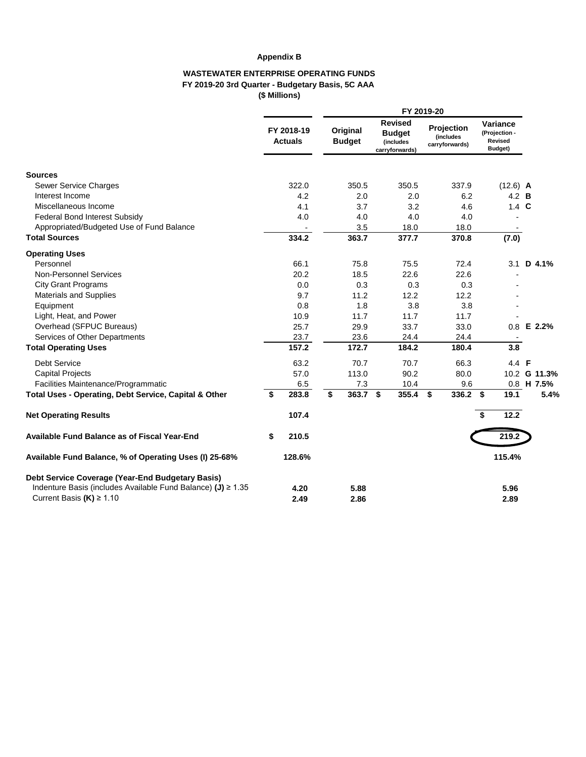**Appendix B**

**WASTEWATER ENTERPRISE OPERATING FUNDS**
**FY 2019-20 3rd Quarter - Budgetary Basis, 5C AAA**
**($ Millions)**

| | FY 2018-19 Actuals | FY 2019-20 Original Budget | FY 2019-20 Revised Budget (includes carryforwards) | FY 2019-20 Projection (includes carryforwards) | FY 2019-20 Variance (Projection - Revised Budget) | | |
|---|---|---|---|---|---|---|---|
| **Sources** | | | | | | | |
| Sewer Service Charges | 322.0 | 350.5 | 350.5 | 337.9 | (12.6) | **A** | |
| Interest Income | 4.2 | 2.0 | 2.0 | 6.2 | 4.2 | **B** | |
| Miscellaneous Income | 4.1 | 3.7 | 3.2 | 4.6 | 1.4 | **C** | |
| Federal Bond Interest Subsidy | 4.0 | 4.0 | 4.0 | 4.0 | - | | |
| Appropriated/Budgeted Use of Fund Balance | - | 3.5 | 18.0 | 18.0 | - | | |
| **Total Sources** | **334.2** | **363.7** | **377.7** | **370.8** | **(7.0)** | | |
| **Operating Uses** | | | | | | | |
| Personnel | 66.1 | 75.8 | 75.5 | 72.4 | 3.1 | **D** | **4.1%** |
| Non-Personnel Services | 20.2 | 18.5 | 22.6 | 22.6 | - | | |
| City Grant Programs | 0.0 | 0.3 | 0.3 | 0.3 | - | | |
| Materials and Supplies | 9.7 | 11.2 | 12.2 | 12.2 | - | | |
| Equipment | 0.8 | 1.8 | 3.8 | 3.8 | - | | |
| Light, Heat, and Power | 10.9 | 11.7 | 11.7 | 11.7 | - | | |
| Overhead (SFPUC Bureaus) | 25.7 | 29.9 | 33.7 | 33.0 | 0.8 | **E** | **2.2%** |
| Services of Other Departments | 23.7 | 23.6 | 24.4 | 24.4 | - | | |
| **Total Operating Uses** | **157.2** | **172.7** | **184.2** | **180.4** | **3.8** | | |
| Debt Service | 63.2 | 70.7 | 70.7 | 66.3 | 4.4 | **F** | |
| Capital Projects | 57.0 | 113.0 | 90.2 | 80.0 | 10.2 | **G** | **11.3%** |
| Facilities Maintenance/Programmatic | 6.5 | 7.3 | 10.4 | 9.6 | 0.8 | **H** | **7.5%** |
| **Total Uses - Operating, Debt Service, Capital & Other** | **$ 283.8** | **$ 363.7** | **$ 355.4** | **$ 336.2** | **$ 19.1** | | **5.4%** |
| **Net Operating Results** | **107.4** | | | | **$ 12.2** | | |
| **Available Fund Balance as of Fiscal Year-End** | **$ 210.5** | | | | **219.2** | | |
| **Available Fund Balance, % of Operating Uses (I) 25-68%** | **128.6%** | | | | **115.4%** | | |
| **Debt Service Coverage (Year-End Budgetary Basis)** | | | | | | | |
| Indenture Basis (includes Available Fund Balance) **(J)** ≥ 1.35 | **4.20** | **5.88** | | | **5.96** | | |
| Current Basis **(K)** ≥ 1.10 | **2.49** | **2.86** | | | **2.89** | | |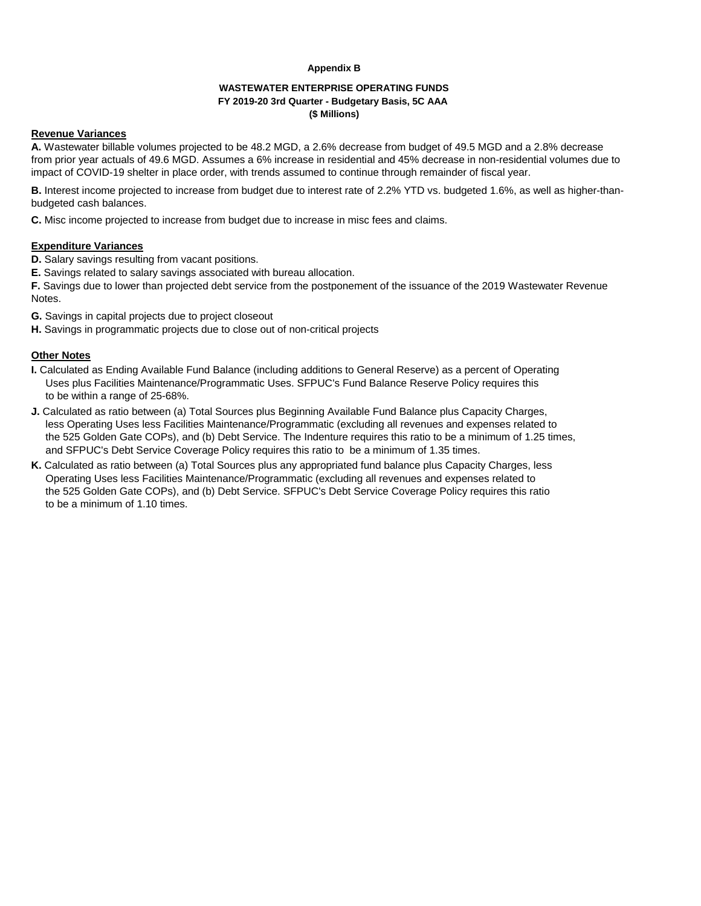**Appendix B**

**WASTEWATER ENTERPRISE OPERATING FUNDS**
**FY 2019-20 3rd Quarter - Budgetary Basis, 5C AAA**
**($ Millions)**

**Revenue Variances**

**A.** Wastewater billable volumes projected to be 48.2 MGD, a 2.6% decrease from budget of 49.5 MGD and a 2.8% decrease from prior year actuals of 49.6 MGD. Assumes a 6% increase in residential and 45% decrease in non-residential volumes due to impact of COVID-19 shelter in place order, with trends assumed to continue through remainder of fiscal year.

**B.** Interest income projected to increase from budget due to interest rate of 2.2% YTD vs. budgeted 1.6%, as well as higher-than-budgeted cash balances.

**C.** Misc income projected to increase from budget due to increase in misc fees and claims.

**Expenditure Variances**

**D.** Salary savings resulting from vacant positions.

**E.** Savings related to salary savings associated with bureau allocation.

**F.** Savings due to lower than projected debt service from the postponement of the issuance of the 2019 Wastewater Revenue Notes.

**G.** Savings in capital projects due to project closeout

**H.** Savings in programmatic projects due to close out of non-critical projects

**Other Notes**

**I.** Calculated as Ending Available Fund Balance (including additions to General Reserve) as a percent of Operating Uses plus Facilities Maintenance/Programmatic Uses. SFPUC's Fund Balance Reserve Policy requires this to be within a range of 25-68%.

**J.** Calculated as ratio between (a) Total Sources plus Beginning Available Fund Balance plus Capacity Charges, less Operating Uses less Facilities Maintenance/Programmatic (excluding all revenues and expenses related to the 525 Golden Gate COPs), and (b) Debt Service. The Indenture requires this ratio to be a minimum of 1.25 times, and SFPUC's Debt Service Coverage Policy requires this ratio to be a minimum of 1.35 times.

**K.** Calculated as ratio between (a) Total Sources plus any appropriated fund balance plus Capacity Charges, less Operating Uses less Facilities Maintenance/Programmatic (excluding all revenues and expenses related to the 525 Golden Gate COPs), and (b) Debt Service. SFPUC's Debt Service Coverage Policy requires this ratio to be a minimum of 1.10 times.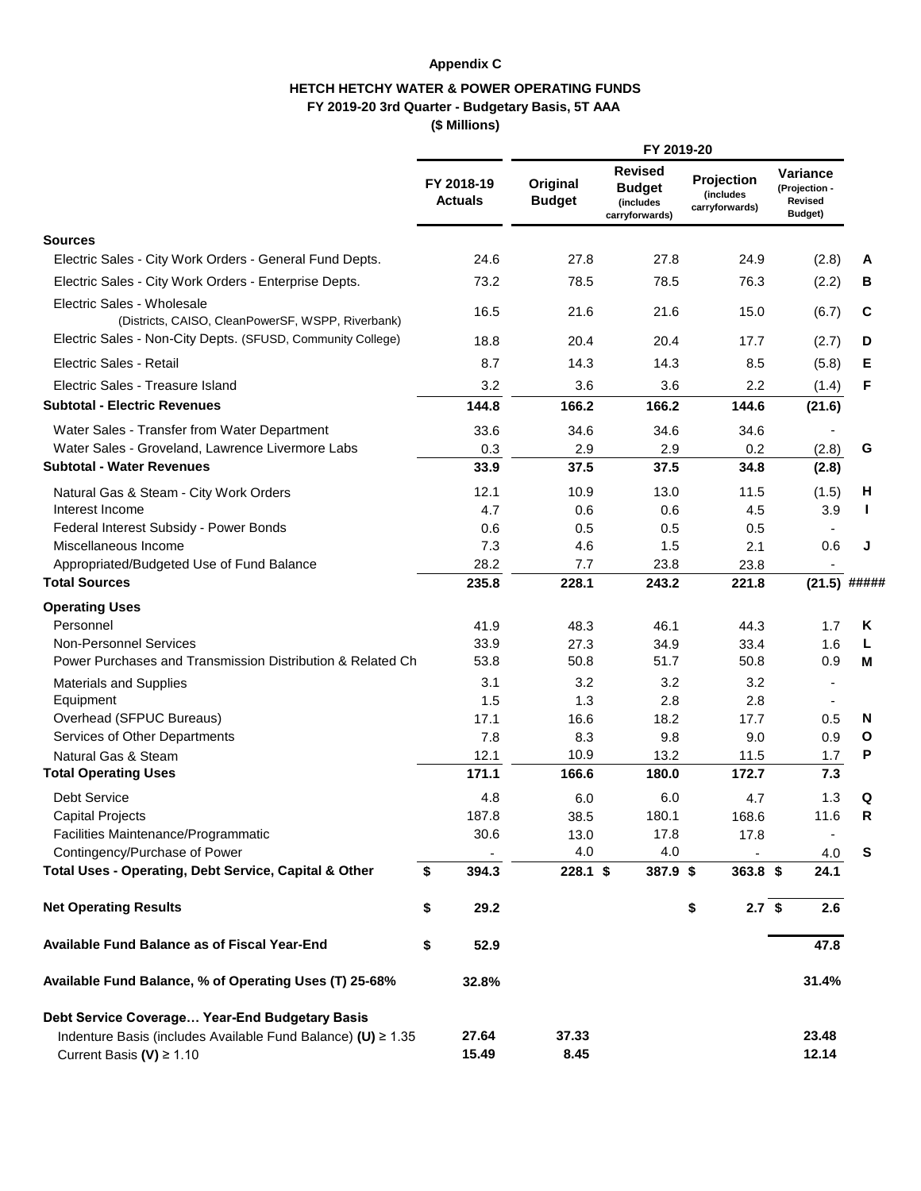**Appendix C**

**HETCH HETCHY WATER & POWER OPERATING FUNDS**
**FY 2019-20 3rd Quarter - Budgetary Basis, 5T AAA**
**($ Millions)**

| | FY 2018-19 Actuals | FY 2019-20 Original Budget | FY 2019-20 Revised Budget (includes carryforwards) | FY 2019-20 Projection (includes carryforwards) | FY 2019-20 Variance (Projection - Revised Budget) | |
|---|---|---|---|---|---|---|
| **Sources** | | | | | | |
| Electric Sales - City Work Orders - General Fund Depts. | 24.6 | 27.8 | 27.8 | 24.9 | (2.8) | A |
| Electric Sales - City Work Orders - Enterprise Depts. | 73.2 | 78.5 | 78.5 | 76.3 | (2.2) | B |
| Electric Sales - Wholesale (Districts, CAISO, CleanPowerSF, WSPP, Riverbank) | 16.5 | 21.6 | 21.6 | 15.0 | (6.7) | C |
| Electric Sales - Non-City Depts. (SFUSD, Community College) | 18.8 | 20.4 | 20.4 | 17.7 | (2.7) | D |
| Electric Sales - Retail | 8.7 | 14.3 | 14.3 | 8.5 | (5.8) | E |
| Electric Sales - Treasure Island | 3.2 | 3.6 | 3.6 | 2.2 | (1.4) | F |
| **Subtotal - Electric Revenues** | **144.8** | **166.2** | **166.2** | **144.6** | **(21.6)** | |
| Water Sales - Transfer from Water Department | 33.6 | 34.6 | 34.6 | 34.6 | - | |
| Water Sales - Groveland, Lawrence Livermore Labs | 0.3 | 2.9 | 2.9 | 0.2 | (2.8) | G |
| **Subtotal - Water Revenues** | **33.9** | **37.5** | **37.5** | **34.8** | **(2.8)** | |
| Natural Gas & Steam - City Work Orders | 12.1 | 10.9 | 13.0 | 11.5 | (1.5) | H |
| Interest Income | 4.7 | 0.6 | 0.6 | 4.5 | 3.9 | I |
| Federal Interest Subsidy - Power Bonds | 0.6 | 0.5 | 0.5 | 0.5 | - | |
| Miscellaneous Income | 7.3 | 4.6 | 1.5 | 2.1 | 0.6 | J |
| Appropriated/Budgeted Use of Fund Balance | 28.2 | 7.7 | 23.8 | 23.8 | - | |
| **Total Sources** | **235.8** | **228.1** | **243.2** | **221.8** | **(21.5)** | ##### |
| **Operating Uses** | | | | | | |
| Personnel | 41.9 | 48.3 | 46.1 | 44.3 | 1.7 | K |
| Non-Personnel Services | 33.9 | 27.3 | 34.9 | 33.4 | 1.6 | L |
| Power Purchases and Transmission Distribution & Related Ch | 53.8 | 50.8 | 51.7 | 50.8 | 0.9 | M |
| Materials and Supplies | 3.1 | 3.2 | 3.2 | 3.2 | - | |
| Equipment | 1.5 | 1.3 | 2.8 | 2.8 | - | |
| Overhead (SFPUC Bureaus) | 17.1 | 16.6 | 18.2 | 17.7 | 0.5 | N |
| Services of Other Departments | 7.8 | 8.3 | 9.8 | 9.0 | 0.9 | O |
| Natural Gas & Steam | 12.1 | 10.9 | 13.2 | 11.5 | 1.7 | P |
| **Total Operating Uses** | **171.1** | **166.6** | **180.0** | **172.7** | **7.3** | |
| Debt Service | 4.8 | 6.0 | 6.0 | 4.7 | 1.3 | Q |
| Capital Projects | 187.8 | 38.5 | 180.1 | 168.6 | 11.6 | R |
| Facilities Maintenance/Programmatic | 30.6 | 13.0 | 17.8 | 17.8 | - | |
| Contingency/Purchase of Power | - | 4.0 | 4.0 | - | 4.0 | S |
| **Total Uses - Operating, Debt Service, Capital & Other** | **$ 394.3** | **228.1** | **$ 387.9** | **$ 363.8** | **$ 24.1** | |
| **Net Operating Results** | **$ 29.2** | | | **$ 2.7** | **$ 2.6** | |
| **Available Fund Balance as of Fiscal Year-End** | **$ 52.9** | | | | **47.8** | |
| **Available Fund Balance, % of Operating Uses (T) 25-68%** | **32.8%** | | | | **31.4%** | |
| **Debt Service Coverage… Year-End Budgetary Basis** | | | | | | |
| Indenture Basis (includes Available Fund Balance) **(U)** ≥ 1.35 | **27.64** | **37.33** | | | **23.48** | |
| Current Basis **(V)** ≥ 1.10 | **15.49** | **8.45** | | | **12.14** | |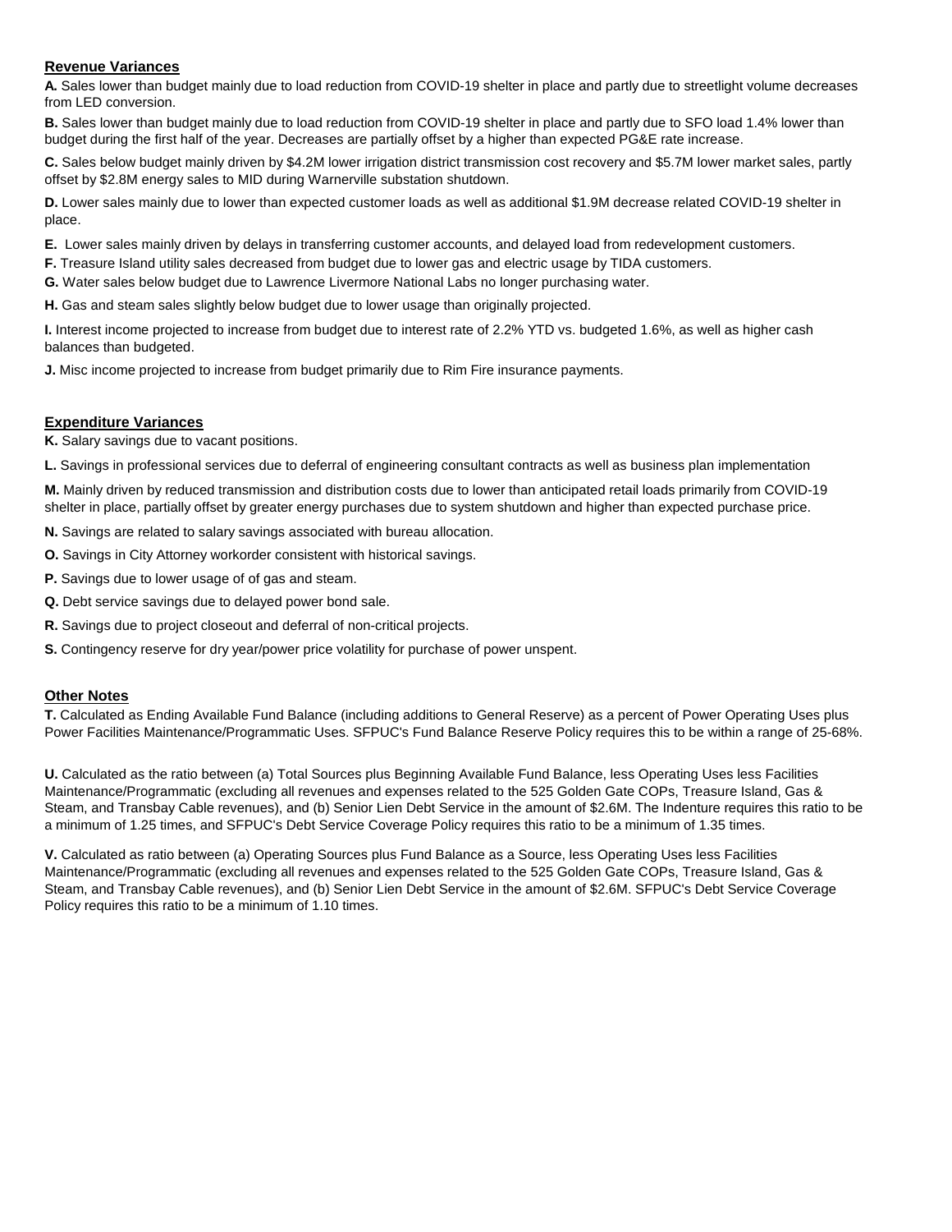## Revenue Variances

**A.** Sales lower than budget mainly due to load reduction from COVID-19 shelter in place and partly due to streetlight volume decreases from LED conversion.

**B.** Sales lower than budget mainly due to load reduction from COVID-19 shelter in place and partly due to SFO load 1.4% lower than budget during the first half of the year. Decreases are partially offset by a higher than expected PG&E rate increase.

**C.** Sales below budget mainly driven by $4.2M lower irrigation district transmission cost recovery and $5.7M lower market sales, partly offset by $2.8M energy sales to MID during Warnerville substation shutdown.

**D.** Lower sales mainly due to lower than expected customer loads as well as additional $1.9M decrease related COVID-19 shelter in place.

**E.** Lower sales mainly driven by delays in transferring customer accounts, and delayed load from redevelopment customers.

**F.** Treasure Island utility sales decreased from budget due to lower gas and electric usage by TIDA customers.

**G.** Water sales below budget due to Lawrence Livermore National Labs no longer purchasing water.

**H.** Gas and steam sales slightly below budget due to lower usage than originally projected.

**I.** Interest income projected to increase from budget due to interest rate of 2.2% YTD vs. budgeted 1.6%, as well as higher cash balances than budgeted.

**J.** Misc income projected to increase from budget primarily due to Rim Fire insurance payments.

## Expenditure Variances

**K.** Salary savings due to vacant positions.

**L.** Savings in professional services due to deferral of engineering consultant contracts as well as business plan implementation

**M.** Mainly driven by reduced transmission and distribution costs due to lower than anticipated retail loads primarily from COVID-19 shelter in place, partially offset by greater energy purchases due to system shutdown and higher than expected purchase price.

**N.** Savings are related to salary savings associated with bureau allocation.

**O.** Savings in City Attorney workorder consistent with historical savings.

**P.** Savings due to lower usage of of gas and steam.

**Q.** Debt service savings due to delayed power bond sale.

**R.** Savings due to project closeout and deferral of non-critical projects.

**S.** Contingency reserve for dry year/power price volatility for purchase of power unspent.

## Other Notes

**T.** Calculated as Ending Available Fund Balance (including additions to General Reserve) as a percent of Power Operating Uses plus Power Facilities Maintenance/Programmatic Uses. SFPUC's Fund Balance Reserve Policy requires this to be within a range of 25-68%.

**U.** Calculated as the ratio between (a) Total Sources plus Beginning Available Fund Balance, less Operating Uses less Facilities Maintenance/Programmatic (excluding all revenues and expenses related to the 525 Golden Gate COPs, Treasure Island, Gas & Steam, and Transbay Cable revenues), and (b) Senior Lien Debt Service in the amount of $2.6M. The Indenture requires this ratio to be a minimum of 1.25 times, and SFPUC's Debt Service Coverage Policy requires this ratio to be a minimum of 1.35 times.

**V.** Calculated as ratio between (a) Operating Sources plus Fund Balance as a Source, less Operating Uses less Facilities Maintenance/Programmatic (excluding all revenues and expenses related to the 525 Golden Gate COPs, Treasure Island, Gas & Steam, and Transbay Cable revenues), and (b) Senior Lien Debt Service in the amount of $2.6M. SFPUC's Debt Service Coverage Policy requires this ratio to be a minimum of 1.10 times.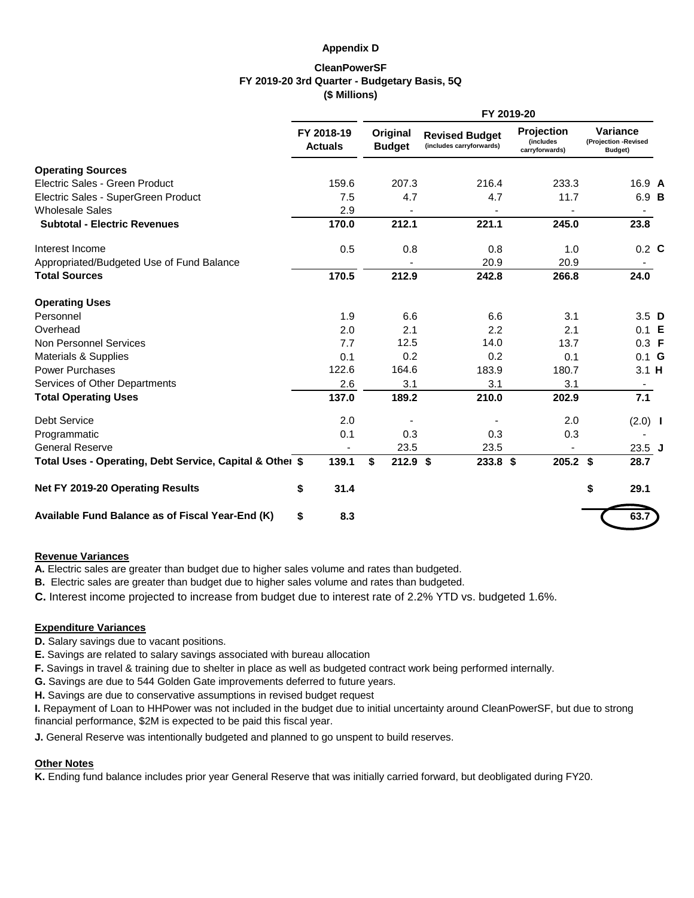**Appendix D**

**CleanPowerSF**
**FY 2019-20 3rd Quarter - Budgetary Basis, 5Q**
**($ Millions)**

| | FY 2018-19 Actuals | FY 2019-20 Original Budget | Revised Budget (includes carryforwards) | Projection (includes carryforwards) | Variance (Projection -Revised Budget) | |
|---|---|---|---|---|---|---|
| **Operating Sources** | | | | | | |
| Electric Sales - Green Product | 159.6 | 207.3 | 216.4 | 233.3 | 16.9 | **A** |
| Electric Sales - SuperGreen Product | 7.5 | 4.7 | 4.7 | 11.7 | 6.9 | **B** |
| Wholesale Sales | 2.9 | - | - | - | - | |
| **Subtotal - Electric Revenues** | **170.0** | **212.1** | **221.1** | **245.0** | **23.8** | |
| Interest Income | 0.5 | 0.8 | 0.8 | 1.0 | 0.2 | **C** |
| Appropriated/Budgeted Use of Fund Balance | | - | 20.9 | 20.9 | - | |
| **Total Sources** | **170.5** | **212.9** | **242.8** | **266.8** | **24.0** | |
| **Operating Uses** | | | | | | |
| Personnel | 1.9 | 6.6 | 6.6 | 3.1 | 3.5 | **D** |
| Overhead | 2.0 | 2.1 | 2.2 | 2.1 | 0.1 | **E** |
| Non Personnel Services | 7.7 | 12.5 | 14.0 | 13.7 | 0.3 | **F** |
| Materials & Supplies | 0.1 | 0.2 | 0.2 | 0.1 | 0.1 | **G** |
| Power Purchases | 122.6 | 164.6 | 183.9 | 180.7 | 3.1 | **H** |
| Services of Other Departments | 2.6 | 3.1 | 3.1 | 3.1 | - | |
| **Total Operating Uses** | **137.0** | **189.2** | **210.0** | **202.9** | **7.1** | |
| Debt Service | 2.0 | - | - | 2.0 | (2.0) | **I** |
| Programmatic | 0.1 | 0.3 | 0.3 | 0.3 | - | |
| General Reserve | - | 23.5 | 23.5 | - | 23.5 | **J** |
| **Total Uses - Operating, Debt Service, Capital & Other** | **$ 139.1** | **$ 212.9** | **$ 233.8** | **$ 205.2** | **$ 28.7** | |
| **Net FY 2019-20 Operating Results** | **$ 31.4** | | | | **$ 29.1** | |
| **Available Fund Balance as of Fiscal Year-End (K)** | **$ 8.3** | | | | **63.7** | |

**Revenue Variances**

**A.** Electric sales are greater than budget due to higher sales volume and rates than budgeted.

**B.** Electric sales are greater than budget due to higher sales volume and rates than budgeted.

**C.** Interest income projected to increase from budget due to interest rate of 2.2% YTD vs. budgeted 1.6%.

**Expenditure Variances**

**D.** Salary savings due to vacant positions.

**E.** Savings are related to salary savings associated with bureau allocation

**F.** Savings in travel & training due to shelter in place as well as budgeted contract work being performed internally.

**G.** Savings are due to 544 Golden Gate improvements deferred to future years.

**H.** Savings are due to conservative assumptions in revised budget request

**I.** Repayment of Loan to HHPower was not included in the budget due to initial uncertainty around CleanPowerSF, but due to strong financial performance, $2M is expected to be paid this fiscal year.

**J.** General Reserve was intentionally budgeted and planned to go unspent to build reserves.

**Other Notes**

**K.** Ending fund balance includes prior year General Reserve that was initially carried forward, but deobligated during FY20.